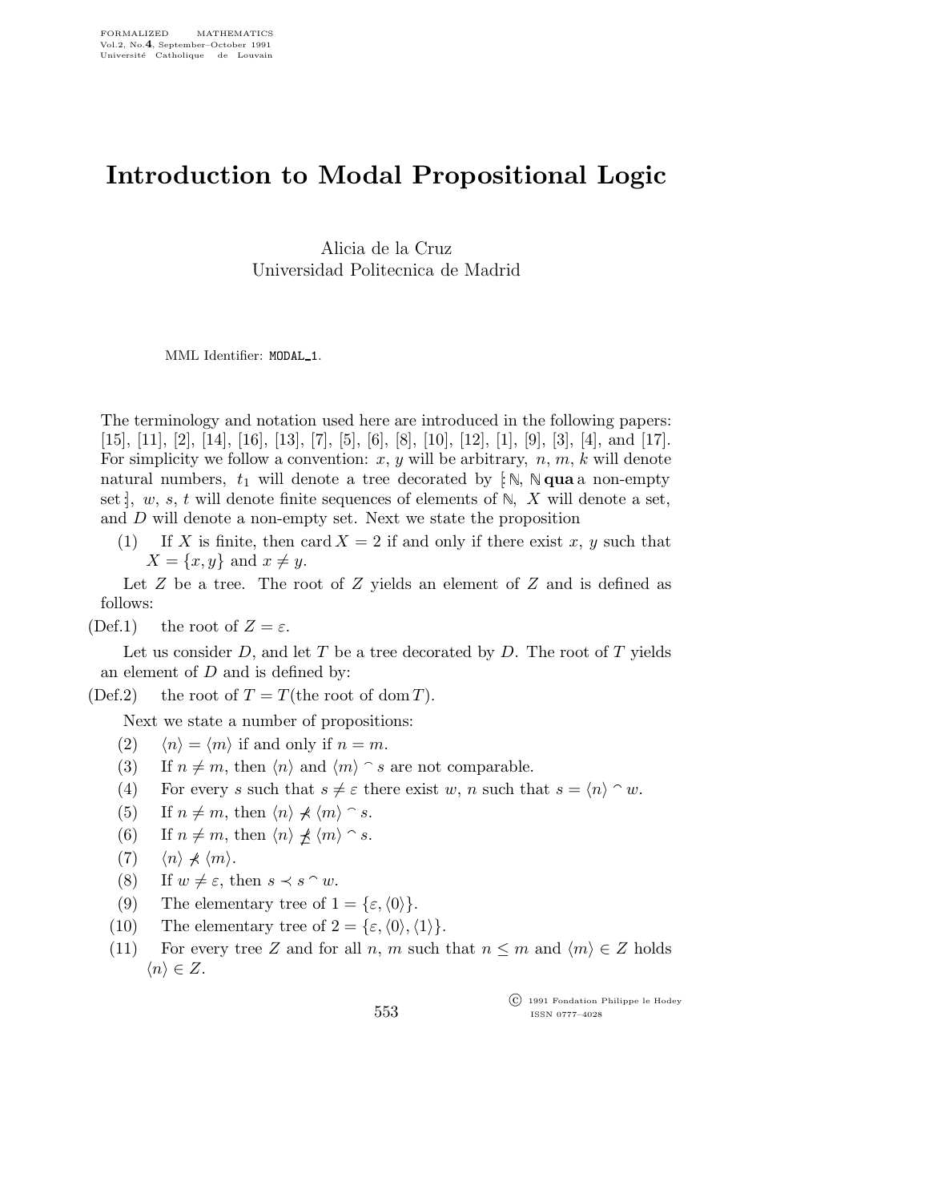# Introduction to Modal Propositional Logic

Alicia de la Cruz
Universidad Politecnica de Madrid

MML Identifier: MODAL_1.

The terminology and notation used here are introduced in the following papers: [15], [11], [2], [14], [16], [13], [7], [5], [6], [8], [10], [12], [1], [9], [3], [4], and [17]. For simplicity we follow a convention: $x$, $y$ will be arbitrary, $n$, $m$, $k$ will denote natural numbers, $t_1$ will denote a tree decorated by $[\!:\mathbb{N}, \mathbb{N}$ **qua** a non-empty set $:\!]$, $w$, $s$, $t$ will denote finite sequences of elements of $\mathbb{N}$, $X$ will denote a set, and $D$ will denote a non-empty set. Next we state the proposition

(1) If $X$ is finite, then $\operatorname{card} X = 2$ if and only if there exist $x$, $y$ such that $X = \{x, y\}$ and $x \neq y$.

Let $Z$ be a tree. The root of $Z$ yields an element of $Z$ and is defined as follows:

(Def.1) the root of $Z = \varepsilon$.

Let us consider $D$, and let $T$ be a tree decorated by $D$. The root of $T$ yields an element of $D$ and is defined by:

(Def.2) the root of $T = T$(the root of $\operatorname{dom} T$).

Next we state a number of propositions:

(2) $\langle n \rangle = \langle m \rangle$ if and only if $n = m$.

(3) If $n \neq m$, then $\langle n \rangle$ and $\langle m \rangle \frown s$ are not comparable.

(4) For every $s$ such that $s \neq \varepsilon$ there exist $w$, $n$ such that $s = \langle n \rangle \frown w$.

(5) If $n \neq m$, then $\langle n \rangle \not\prec \langle m \rangle \frown s$.

(6) If $n \neq m$, then $\langle n \rangle \not\preceq \langle m \rangle \frown s$.

(7) $\langle n \rangle \not\prec \langle m \rangle$.

(8) If $w \neq \varepsilon$, then $s \prec s \frown w$.

(9) The elementary tree of $1 = \{\varepsilon, \langle 0 \rangle\}$.

(10) The elementary tree of $2 = \{\varepsilon, \langle 0 \rangle, \langle 1 \rangle\}$.

(11) For every tree $Z$ and for all $n$, $m$ such that $n \leq m$ and $\langle m \rangle \in Z$ holds $\langle n \rangle \in Z$.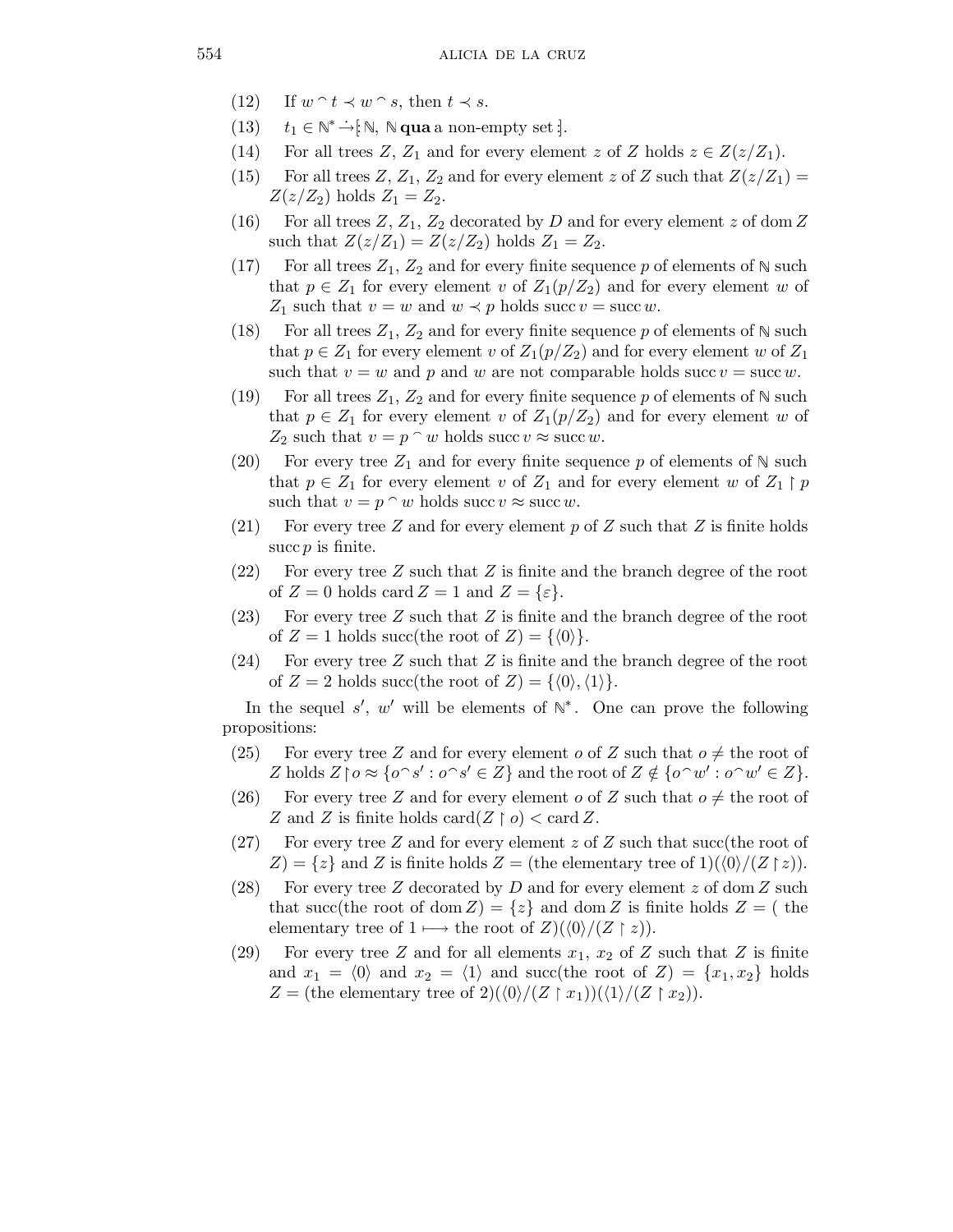(12) If $w \frown t \prec w \frown s$, then $t \prec s$.

(13) $t_1 \in \mathbb{N}^* \dot{\rightarrow} [\!: \mathbb{N}, \mathbb{N}$ **qua** a non-empty set $:\!]$.

(14) For all trees $Z$, $Z_1$ and for every element $z$ of $Z$ holds $z \in Z(z/Z_1)$.

(15) For all trees $Z$, $Z_1$, $Z_2$ and for every element $z$ of $Z$ such that $Z(z/Z_1) = Z(z/Z_2)$ holds $Z_1 = Z_2$.

(16) For all trees $Z$, $Z_1$, $Z_2$ decorated by $D$ and for every element $z$ of $\operatorname{dom} Z$ such that $Z(z/Z_1) = Z(z/Z_2)$ holds $Z_1 = Z_2$.

(17) For all trees $Z_1$, $Z_2$ and for every finite sequence $p$ of elements of $\mathbb{N}$ such that $p \in Z_1$ for every element $v$ of $Z_1(p/Z_2)$ and for every element $w$ of $Z_1$ such that $v = w$ and $w \prec p$ holds $\operatorname{succ} v = \operatorname{succ} w$.

(18) For all trees $Z_1$, $Z_2$ and for every finite sequence $p$ of elements of $\mathbb{N}$ such that $p \in Z_1$ for every element $v$ of $Z_1(p/Z_2)$ and for every element $w$ of $Z_1$ such that $v = w$ and $p$ and $w$ are not comparable holds $\operatorname{succ} v = \operatorname{succ} w$.

(19) For all trees $Z_1$, $Z_2$ and for every finite sequence $p$ of elements of $\mathbb{N}$ such that $p \in Z_1$ for every element $v$ of $Z_1(p/Z_2)$ and for every element $w$ of $Z_2$ such that $v = p \frown w$ holds $\operatorname{succ} v \approx \operatorname{succ} w$.

(20) For every tree $Z_1$ and for every finite sequence $p$ of elements of $\mathbb{N}$ such that $p \in Z_1$ for every element $v$ of $Z_1$ and for every element $w$ of $Z_1 \upharpoonright p$ such that $v = p \frown w$ holds $\operatorname{succ} v \approx \operatorname{succ} w$.

(21) For every tree $Z$ and for every element $p$ of $Z$ such that $Z$ is finite holds $\operatorname{succ} p$ is finite.

(22) For every tree $Z$ such that $Z$ is finite and the branch degree of the root of $Z = 0$ holds $\operatorname{card} Z = 1$ and $Z = \{\varepsilon\}$.

(23) For every tree $Z$ such that $Z$ is finite and the branch degree of the root of $Z = 1$ holds succ(the root of $Z$) $= \{\langle 0 \rangle\}$.

(24) For every tree $Z$ such that $Z$ is finite and the branch degree of the root of $Z = 2$ holds succ(the root of $Z$) $= \{\langle 0 \rangle, \langle 1 \rangle\}$.

In the sequel $s'$, $w'$ will be elements of $\mathbb{N}^*$. One can prove the following propositions:

(25) For every tree $Z$ and for every element $o$ of $Z$ such that $o \neq$ the root of $Z$ holds $Z \upharpoonright o \approx \{o \frown s' : o \frown s' \in Z\}$ and the root of $Z \notin \{o \frown w' : o \frown w' \in Z\}$.

(26) For every tree $Z$ and for every element $o$ of $Z$ such that $o \neq$ the root of $Z$ and $Z$ is finite holds $\operatorname{card}(Z \upharpoonright o) < \operatorname{card} Z$.

(27) For every tree $Z$ and for every element $z$ of $Z$ such that succ(the root of $Z$) $= \{z\}$ and $Z$ is finite holds $Z =$ (the elementary tree of 1)$(\langle 0 \rangle/(Z \upharpoonright z))$.

(28) For every tree $Z$ decorated by $D$ and for every element $z$ of $\operatorname{dom} Z$ such that succ(the root of $\operatorname{dom} Z$) $= \{z\}$ and $\operatorname{dom} Z$ is finite holds $Z =$ ( the elementary tree of $1 \longmapsto$ the root of $Z$)$(\langle 0 \rangle/(Z \upharpoonright z))$.

(29) For every tree $Z$ and for all elements $x_1$, $x_2$ of $Z$ such that $Z$ is finite and $x_1 = \langle 0 \rangle$ and $x_2 = \langle 1 \rangle$ and succ(the root of $Z$) $= \{x_1, x_2\}$ holds $Z =$ (the elementary tree of 2)$(\langle 0 \rangle/(Z \upharpoonright x_1))(\langle 1 \rangle/(Z \upharpoonright x_2))$.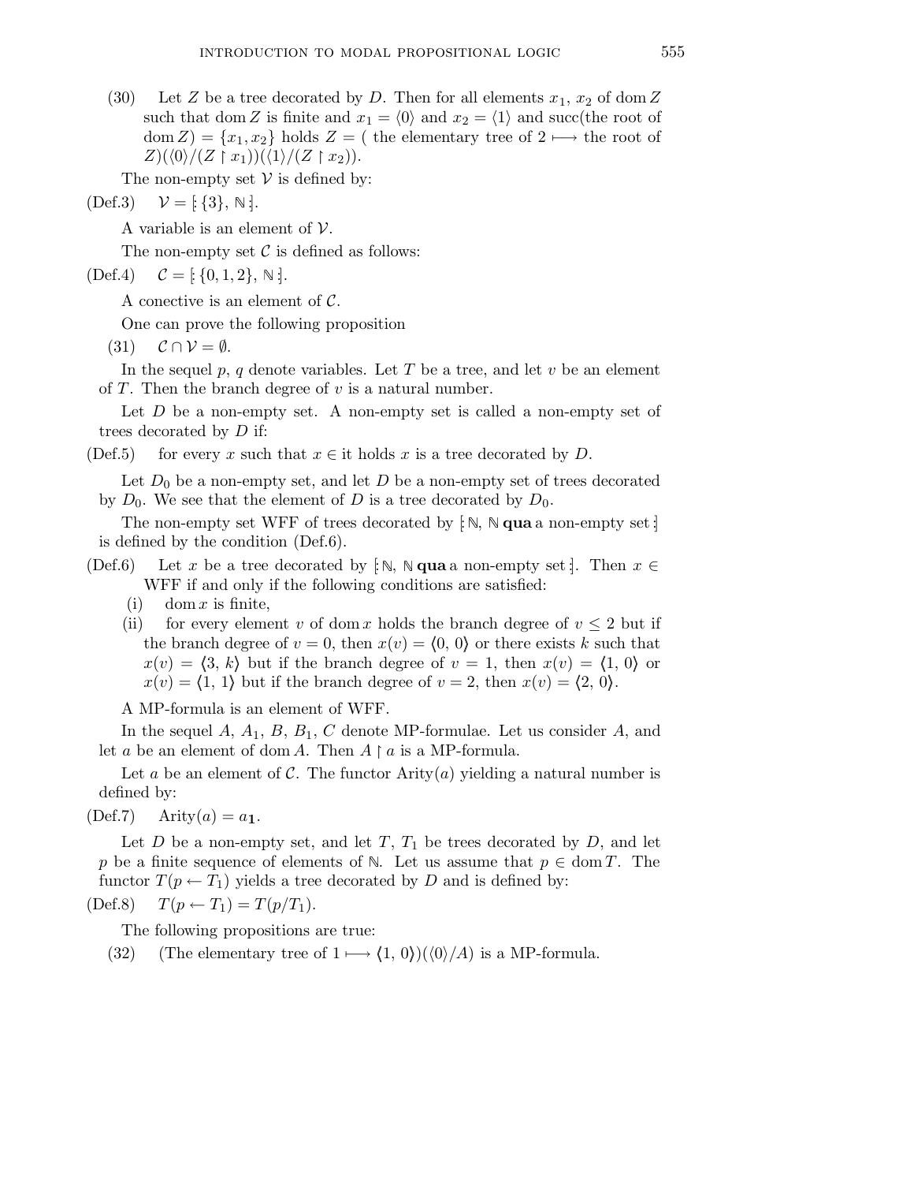(30) Let $Z$ be a tree decorated by $D$. Then for all elements $x_1$, $x_2$ of $\operatorname{dom} Z$ such that $\operatorname{dom} Z$ is finite and $x_1 = \langle 0 \rangle$ and $x_2 = \langle 1 \rangle$ and succ(the root of $\operatorname{dom} Z) = \{x_1, x_2\}$ holds $Z = ($ the elementary tree of $2 \longmapsto$ the root of $Z)(\langle 0 \rangle / (Z \restriction x_1))(\langle 1 \rangle / (Z \restriction x_2))$.

The non-empty set $\mathcal{V}$ is defined by:

(Def.3) $\mathcal{V} = [\!: \{3\}, \mathbb{N} :\!]$.

A variable is an element of $\mathcal{V}$.

The non-empty set $\mathcal{C}$ is defined as follows:

(Def.4) $\mathcal{C} = [\!: \{0, 1, 2\}, \mathbb{N} :\!]$.

A conective is an element of $\mathcal{C}$.

One can prove the following proposition

(31) $\mathcal{C} \cap \mathcal{V} = \emptyset$.

In the sequel $p$, $q$ denote variables. Let $T$ be a tree, and let $v$ be an element of $T$. Then the branch degree of $v$ is a natural number.

Let $D$ be a non-empty set. A non-empty set is called a non-empty set of trees decorated by $D$ if:

(Def.5) for every $x$ such that $x \in$ it holds $x$ is a tree decorated by $D$.

Let $D_0$ be a non-empty set, and let $D$ be a non-empty set of trees decorated by $D_0$. We see that the element of $D$ is a tree decorated by $D_0$.

The non-empty set WFF of trees decorated by $[\!: \mathbb{N}, \mathbb{N}$ **qua** a non-empty set $:\!]$ is defined by the condition (Def.6).

(Def.6) Let $x$ be a tree decorated by $[\!: \mathbb{N}, \mathbb{N}$ **qua** a non-empty set $:\!]$. Then $x \in$ WFF if and only if the following conditions are satisfied:

(i) $\operatorname{dom} x$ is finite,

(ii) for every element $v$ of $\operatorname{dom} x$ holds the branch degree of $v \leq 2$ but if the branch degree of $v = 0$, then $x(v) = \langle 0, 0 \rangle$ or there exists $k$ such that $x(v) = \langle 3, k \rangle$ but if the branch degree of $v = 1$, then $x(v) = \langle 1, 0 \rangle$ or $x(v) = \langle 1, 1 \rangle$ but if the branch degree of $v = 2$, then $x(v) = \langle 2, 0 \rangle$.

A MP-formula is an element of WFF.

In the sequel $A$, $A_1$, $B$, $B_1$, $C$ denote MP-formulae. Let us consider $A$, and let $a$ be an element of $\operatorname{dom} A$. Then $A \restriction a$ is a MP-formula.

Let $a$ be an element of $\mathcal{C}$. The functor $\operatorname{Arity}(a)$ yielding a natural number is defined by:

(Def.7) $\operatorname{Arity}(a) = a_{\mathbf{1}}$.

Let $D$ be a non-empty set, and let $T$, $T_1$ be trees decorated by $D$, and let $p$ be a finite sequence of elements of $\mathbb{N}$. Let us assume that $p \in \operatorname{dom} T$. The functor $T(p \leftarrow T_1)$ yields a tree decorated by $D$ and is defined by:

(Def.8) $T(p \leftarrow T_1) = T(p/T_1)$.

The following propositions are true:

(32) (The elementary tree of $1 \longmapsto \langle 1, 0 \rangle)(\langle 0 \rangle / A)$ is a MP-formula.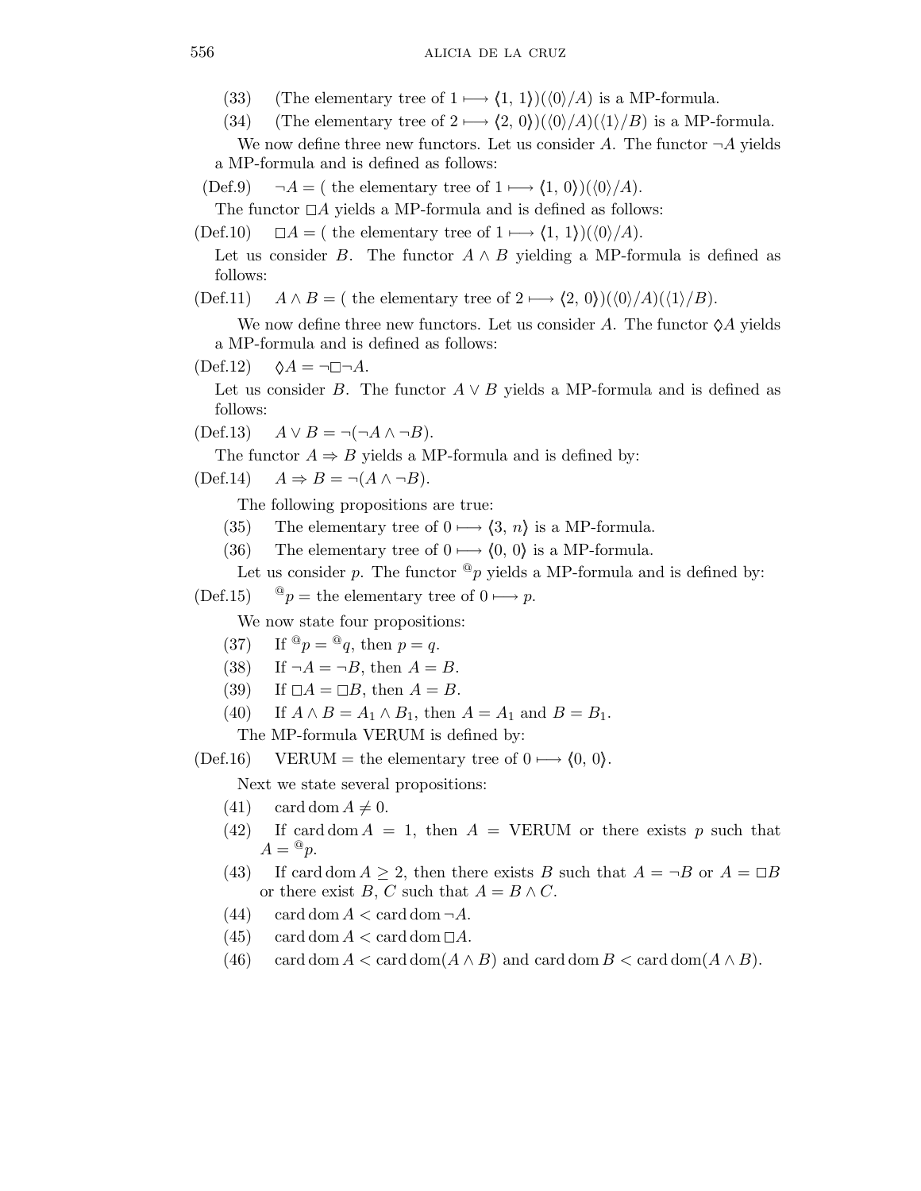(33) (The elementary tree of $1 \longmapsto \langle 1, 1\rangle)(\langle 0\rangle/A)$ is a MP-formula.

(34) (The elementary tree of $2 \longmapsto \langle 2, 0\rangle)(\langle 0\rangle/A)(\langle 1\rangle/B)$ is a MP-formula.

We now define three new functors. Let us consider $A$. The functor $\neg A$ yields a MP-formula and is defined as follows:

(Def.9) $\neg A =$ ( the elementary tree of $1 \longmapsto \langle 1, 0\rangle)(\langle 0\rangle/A)$.

The functor $\Box A$ yields a MP-formula and is defined as follows:

(Def.10) $\Box A =$ ( the elementary tree of $1 \longmapsto \langle 1, 1\rangle)(\langle 0\rangle/A)$.

Let us consider $B$. The functor $A \wedge B$ yielding a MP-formula is defined as follows:

(Def.11) $A \wedge B =$ ( the elementary tree of $2 \longmapsto \langle 2, 0\rangle)(\langle 0\rangle/A)(\langle 1\rangle/B)$.

We now define three new functors. Let us consider $A$. The functor $\Diamond A$ yields a MP-formula and is defined as follows:

(Def.12) $\Diamond A = \neg \Box \neg A$.

Let us consider $B$. The functor $A \vee B$ yields a MP-formula and is defined as follows:

(Def.13) $A \vee B = \neg(\neg A \wedge \neg B)$.

The functor $A \Rightarrow B$ yields a MP-formula and is defined by:

(Def.14) $A \Rightarrow B = \neg(A \wedge \neg B)$.

The following propositions are true:

(35) The elementary tree of $0 \longmapsto \langle 3, n\rangle$ is a MP-formula.

(36) The elementary tree of $0 \longmapsto \langle 0, 0\rangle$ is a MP-formula.

Let us consider $p$. The functor ${}^{@}p$ yields a MP-formula and is defined by:

(Def.15) ${}^{@}p =$ the elementary tree of $0 \longmapsto p$.

We now state four propositions:

(37) If ${}^{@}p = {}^{@}q$, then $p = q$.

(38) If $\neg A = \neg B$, then $A = B$.

(39) If $\Box A = \Box B$, then $A = B$.

(40) If $A \wedge B = A_1 \wedge B_1$, then $A = A_1$ and $B = B_1$.

The MP-formula VERUM is defined by:

(Def.16) VERUM = the elementary tree of $0 \longmapsto \langle 0, 0\rangle$.

Next we state several propositions:

(41) $\operatorname{card} \operatorname{dom} A \neq 0$.

(42) If $\operatorname{card} \operatorname{dom} A = 1$, then $A =$ VERUM or there exists $p$ such that $A = {}^{@}p$.

(43) If $\operatorname{card} \operatorname{dom} A \geq 2$, then there exists $B$ such that $A = \neg B$ or $A = \Box B$ or there exist $B$, $C$ such that $A = B \wedge C$.

(44) $\operatorname{card} \operatorname{dom} A < \operatorname{card} \operatorname{dom} \neg A$.

(45) $\operatorname{card} \operatorname{dom} A < \operatorname{card} \operatorname{dom} \Box A$.

(46) $\operatorname{card} \operatorname{dom} A < \operatorname{card} \operatorname{dom}(A \wedge B)$ and $\operatorname{card} \operatorname{dom} B < \operatorname{card} \operatorname{dom}(A \wedge B)$.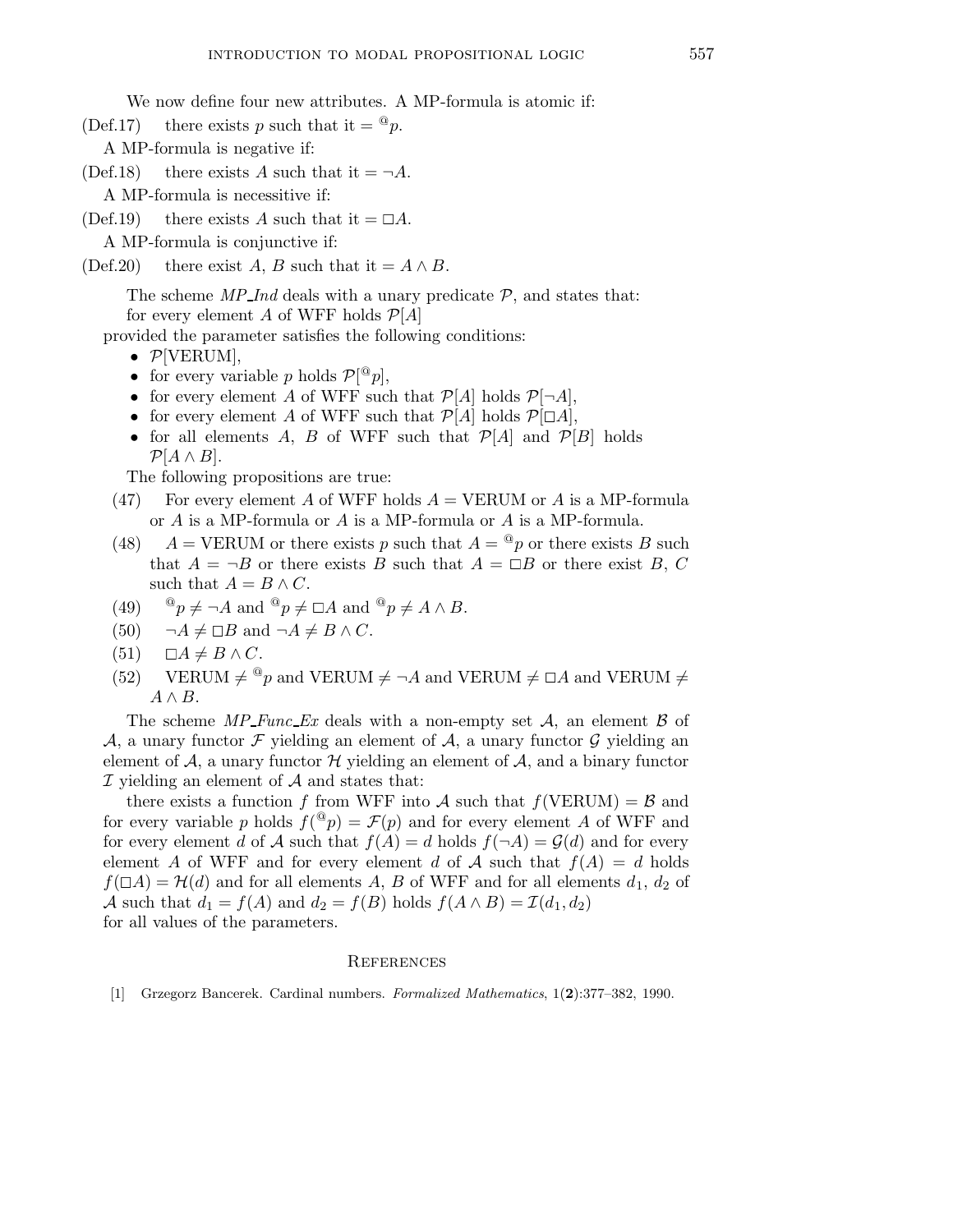We now define four new attributes. A MP-formula is atomic if:

(Def.17) there exists $p$ such that it $= {}^{@}p$.

A MP-formula is negative if:

(Def.18) there exists $A$ such that it $= \neg A$.

A MP-formula is necessitive if:

(Def.19) there exists $A$ such that it $= \Box A$.

A MP-formula is conjunctive if:

(Def.20) there exist $A$, $B$ such that it $= A \wedge B$.

The scheme *MP_Ind* deals with a unary predicate $\mathcal{P}$, and states that:

for every element $A$ of WFF holds $\mathcal{P}[A]$

provided the parameter satisfies the following conditions:

- $\mathcal{P}[\text{VERUM}]$,
- for every variable $p$ holds $\mathcal{P}[{}^{@}p]$,
- for every element $A$ of WFF such that $\mathcal{P}[A]$ holds $\mathcal{P}[\neg A]$,
- for every element $A$ of WFF such that $\mathcal{P}[A]$ holds $\mathcal{P}[\Box A]$,
- for all elements $A$, $B$ of WFF such that $\mathcal{P}[A]$ and $\mathcal{P}[B]$ holds $\mathcal{P}[A \wedge B]$.

The following propositions are true:

(47) For every element $A$ of WFF holds $A = \text{VERUM}$ or $A$ is a MP-formula or $A$ is a MP-formula or $A$ is a MP-formula or $A$ is a MP-formula.

(48) $A = \text{VERUM}$ or there exists $p$ such that $A = {}^{@}p$ or there exists $B$ such that $A = \neg B$ or there exists $B$ such that $A = \Box B$ or there exist $B$, $C$ such that $A = B \wedge C$.

(49) ${}^{@}p \neq \neg A$ and ${}^{@}p \neq \Box A$ and ${}^{@}p \neq A \wedge B$.

(50) $\neg A \neq \Box B$ and $\neg A \neq B \wedge C$.

(51) $\Box A \neq B \wedge C$.

(52) $\text{VERUM} \neq {}^{@}p$ and $\text{VERUM} \neq \neg A$ and $\text{VERUM} \neq \Box A$ and $\text{VERUM} \neq A \wedge B$.

The scheme *MP_Func_Ex* deals with a non-empty set $\mathcal{A}$, an element $\mathcal{B}$ of $\mathcal{A}$, a unary functor $\mathcal{F}$ yielding an element of $\mathcal{A}$, a unary functor $\mathcal{G}$ yielding an element of $\mathcal{A}$, a unary functor $\mathcal{H}$ yielding an element of $\mathcal{A}$, and a binary functor $\mathcal{I}$ yielding an element of $\mathcal{A}$ and states that:

there exists a function $f$ from WFF into $\mathcal{A}$ such that $f(\text{VERUM}) = \mathcal{B}$ and for every variable $p$ holds $f({}^{@}p) = \mathcal{F}(p)$ and for every element $A$ of WFF and for every element $d$ of $\mathcal{A}$ such that $f(A) = d$ holds $f(\neg A) = \mathcal{G}(d)$ and for every element $A$ of WFF and for every element $d$ of $\mathcal{A}$ such that $f(A) = d$ holds $f(\Box A) = \mathcal{H}(d)$ and for all elements $A$, $B$ of WFF and for all elements $d_1$, $d_2$ of $\mathcal{A}$ such that $d_1 = f(A)$ and $d_2 = f(B)$ holds $f(A \wedge B) = \mathcal{I}(d_1, d_2)$

for all values of the parameters.

## References

[1] Grzegorz Bancerek. Cardinal numbers. *Formalized Mathematics*, 1(**2**):377–382, 1990.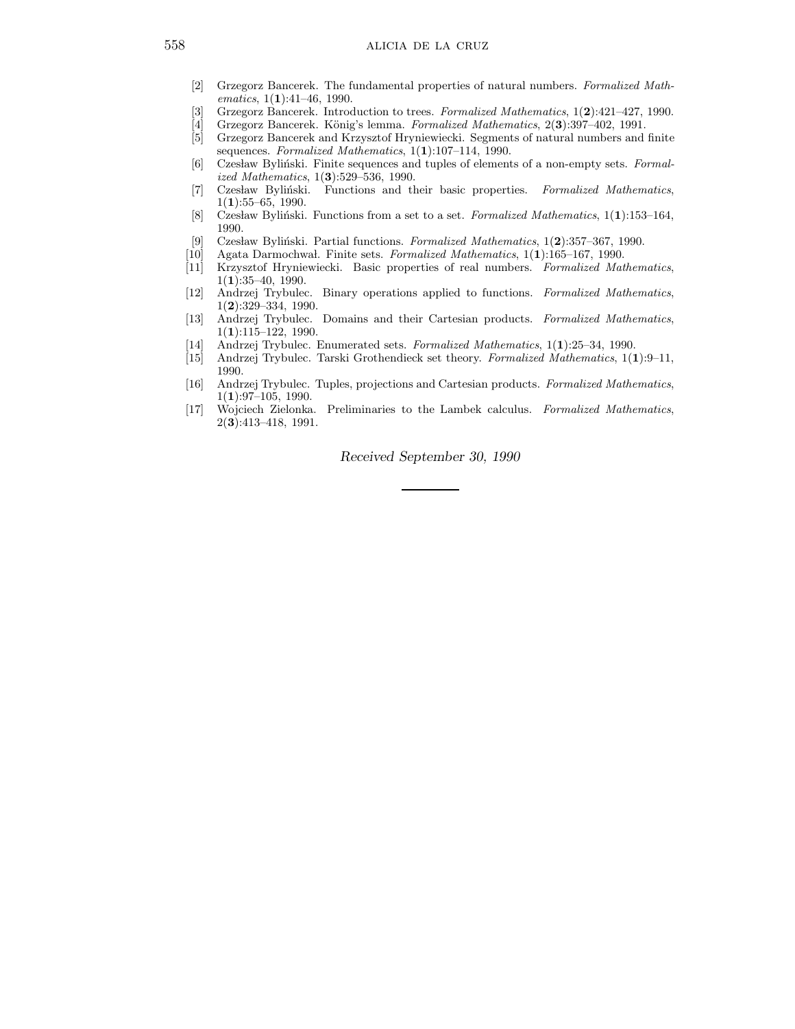[2] Grzegorz Bancerek. The fundamental properties of natural numbers. *Formalized Mathematics*, 1(**1**):41–46, 1990.

[3] Grzegorz Bancerek. Introduction to trees. *Formalized Mathematics*, 1(**2**):421–427, 1990.

[4] Grzegorz Bancerek. König's lemma. *Formalized Mathematics*, 2(**3**):397–402, 1991.

[5] Grzegorz Bancerek and Krzysztof Hryniewiecki. Segments of natural numbers and finite sequences. *Formalized Mathematics*, 1(**1**):107–114, 1990.

[6] Czesław Byliński. Finite sequences and tuples of elements of a non-empty sets. *Formalized Mathematics*, 1(**3**):529–536, 1990.

[7] Czesław Byliński. Functions and their basic properties. *Formalized Mathematics*, 1(**1**):55–65, 1990.

[8] Czesław Byliński. Functions from a set to a set. *Formalized Mathematics*, 1(**1**):153–164, 1990.

[9] Czesław Byliński. Partial functions. *Formalized Mathematics*, 1(**2**):357–367, 1990.

[10] Agata Darmochwał. Finite sets. *Formalized Mathematics*, 1(**1**):165–167, 1990.

[11] Krzysztof Hryniewiecki. Basic properties of real numbers. *Formalized Mathematics*, 1(**1**):35–40, 1990.

[12] Andrzej Trybulec. Binary operations applied to functions. *Formalized Mathematics*, 1(**2**):329–334, 1990.

[13] Andrzej Trybulec. Domains and their Cartesian products. *Formalized Mathematics*, 1(**1**):115–122, 1990.

[14] Andrzej Trybulec. Enumerated sets. *Formalized Mathematics*, 1(**1**):25–34, 1990.

[15] Andrzej Trybulec. Tarski Grothendieck set theory. *Formalized Mathematics*, 1(**1**):9–11, 1990.

[16] Andrzej Trybulec. Tuples, projections and Cartesian products. *Formalized Mathematics*, 1(**1**):97–105, 1990.

[17] Wojciech Zielonka. Preliminaries to the Lambek calculus. *Formalized Mathematics*, 2(**3**):413–418, 1991.

*Received September 30, 1990*